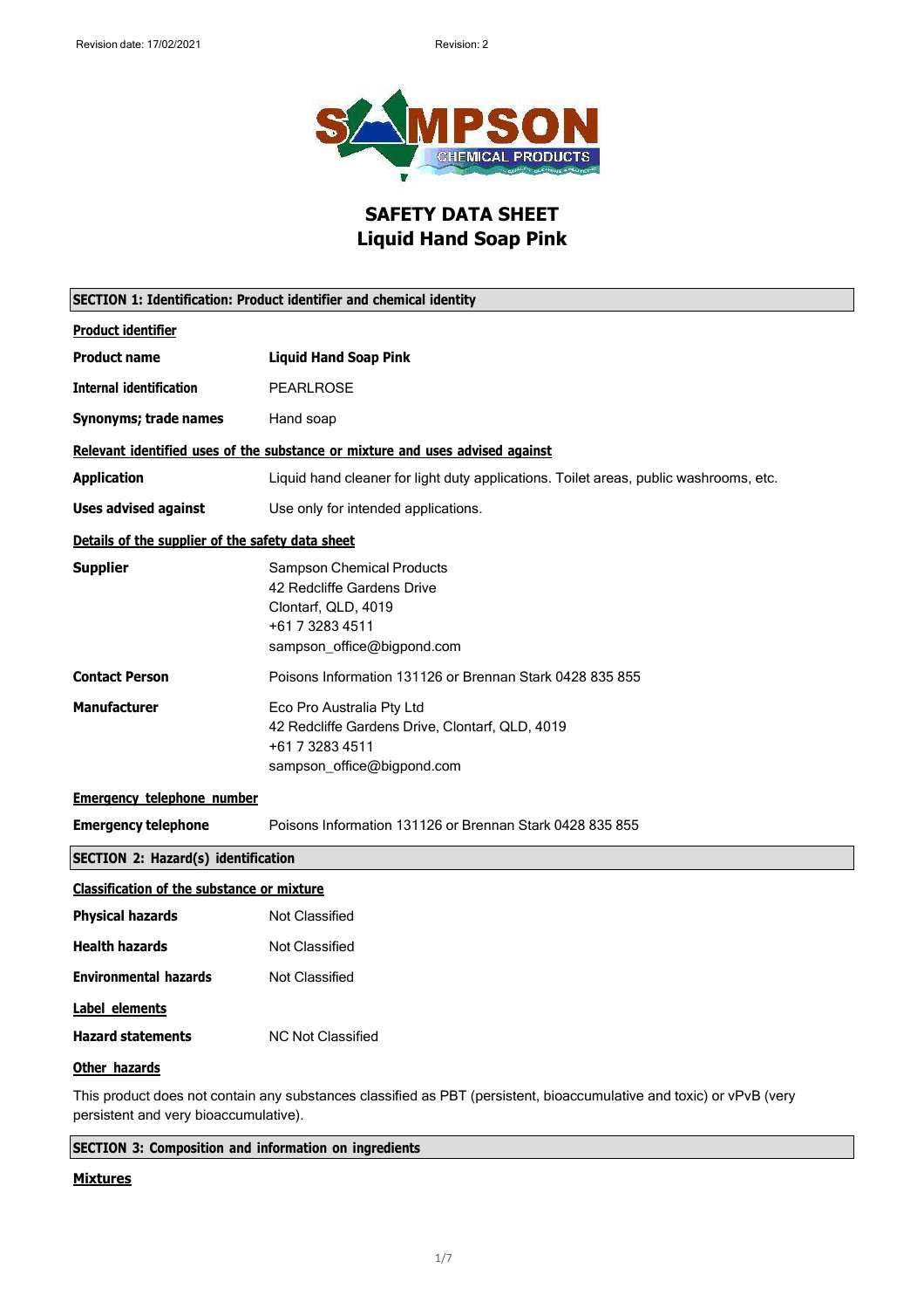Revision date: 17/02/2021 Revision: 2

SAMPSON CHEMICAL PRODUCTS

# SAFETY DATA SHEET
# Liquid Hand Soap Pink

## SECTION 1: Identification: Product identifier and chemical identity

**Product identifier**

| | |
|---|---|
| **Product name** | **Liquid Hand Soap Pink** |
| **Internal identification** | PEARLROSE |
| **Synonyms; trade names** | Hand soap |

**Relevant identified uses of the substance or mixture and uses advised against**

| | |
|---|---|
| **Application** | Liquid hand cleaner for light duty applications. Toilet areas, public washrooms, etc. |
| **Uses advised against** | Use only for intended applications. |

**Details of the supplier of the safety data sheet**

| | |
|---|---|
| **Supplier** | Sampson Chemical Products<br>42 Redcliffe Gardens Drive<br>Clontarf, QLD, 4019<br>+61 7 3283 4511<br>sampson_office@bigpond.com |
| **Contact Person** | Poisons Information 131126 or Brennan Stark 0428 835 855 |
| **Manufacturer** | Eco Pro Australia Pty Ltd<br>42 Redcliffe Gardens Drive, Clontarf, QLD, 4019<br>+61 7 3283 4511<br>sampson_office@bigpond.com |

**Emergency telephone number**

| | |
|---|---|
| **Emergency telephone** | Poisons Information 131126 or Brennan Stark 0428 835 855 |

## SECTION 2: Hazard(s) identification

**Classification of the substance or mixture**

| | |
|---|---|
| **Physical hazards** | Not Classified |
| **Health hazards** | Not Classified |
| **Environmental hazards** | Not Classified |

**Label elements**

| | |
|---|---|
| **Hazard statements** | NC Not Classified |

**Other hazards**

This product does not contain any substances classified as PBT (persistent, bioaccumulative and toxic) or vPvB (very persistent and very bioaccumulative).

## SECTION 3: Composition and information on ingredients

**Mixtures**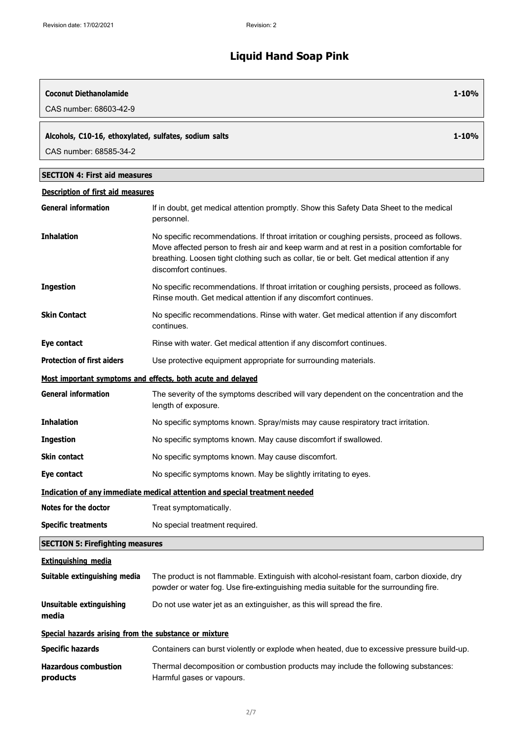**Coconut Diethanolamide** 1-10%

CAS number: 68603-42-9

**Alcohols, C10-16, ethoxylated, sulfates, sodium salts** 1-10%

CAS number: 68585-34-2

## SECTION 4: First aid measures

### Description of first aid measures

| | |
|---|---|
| **General information** | If in doubt, get medical attention promptly. Show this Safety Data Sheet to the medical personnel. |
| **Inhalation** | No specific recommendations. If throat irritation or coughing persists, proceed as follows. Move affected person to fresh air and keep warm and at rest in a position comfortable for breathing. Loosen tight clothing such as collar, tie or belt. Get medical attention if any discomfort continues. |
| **Ingestion** | No specific recommendations. If throat irritation or coughing persists, proceed as follows. Rinse mouth. Get medical attention if any discomfort continues. |
| **Skin Contact** | No specific recommendations. Rinse with water. Get medical attention if any discomfort continues. |
| **Eye contact** | Rinse with water. Get medical attention if any discomfort continues. |
| **Protection of first aiders** | Use protective equipment appropriate for surrounding materials. |

### Most important symptoms and effects, both acute and delayed

| | |
|---|---|
| **General information** | The severity of the symptoms described will vary dependent on the concentration and the length of exposure. |
| **Inhalation** | No specific symptoms known. Spray/mists may cause respiratory tract irritation. |
| **Ingestion** | No specific symptoms known. May cause discomfort if swallowed. |
| **Skin contact** | No specific symptoms known. May cause discomfort. |
| **Eye contact** | No specific symptoms known. May be slightly irritating to eyes. |

### Indication of any immediate medical attention and special treatment needed

| | |
|---|---|
| **Notes for the doctor** | Treat symptomatically. |
| **Specific treatments** | No special treatment required. |

## SECTION 5: Firefighting measures

### Extinguishing media

| | |
|---|---|
| **Suitable extinguishing media** | The product is not flammable. Extinguish with alcohol-resistant foam, carbon dioxide, dry powder or water fog. Use fire-extinguishing media suitable for the surrounding fire. |
| **Unsuitable extinguishing media** | Do not use water jet as an extinguisher, as this will spread the fire. |

### Special hazards arising from the substance or mixture

| | |
|---|---|
| **Specific hazards** | Containers can burst violently or explode when heated, due to excessive pressure build-up. |
| **Hazardous combustion products** | Thermal decomposition or combustion products may include the following substances: Harmful gases or vapours. |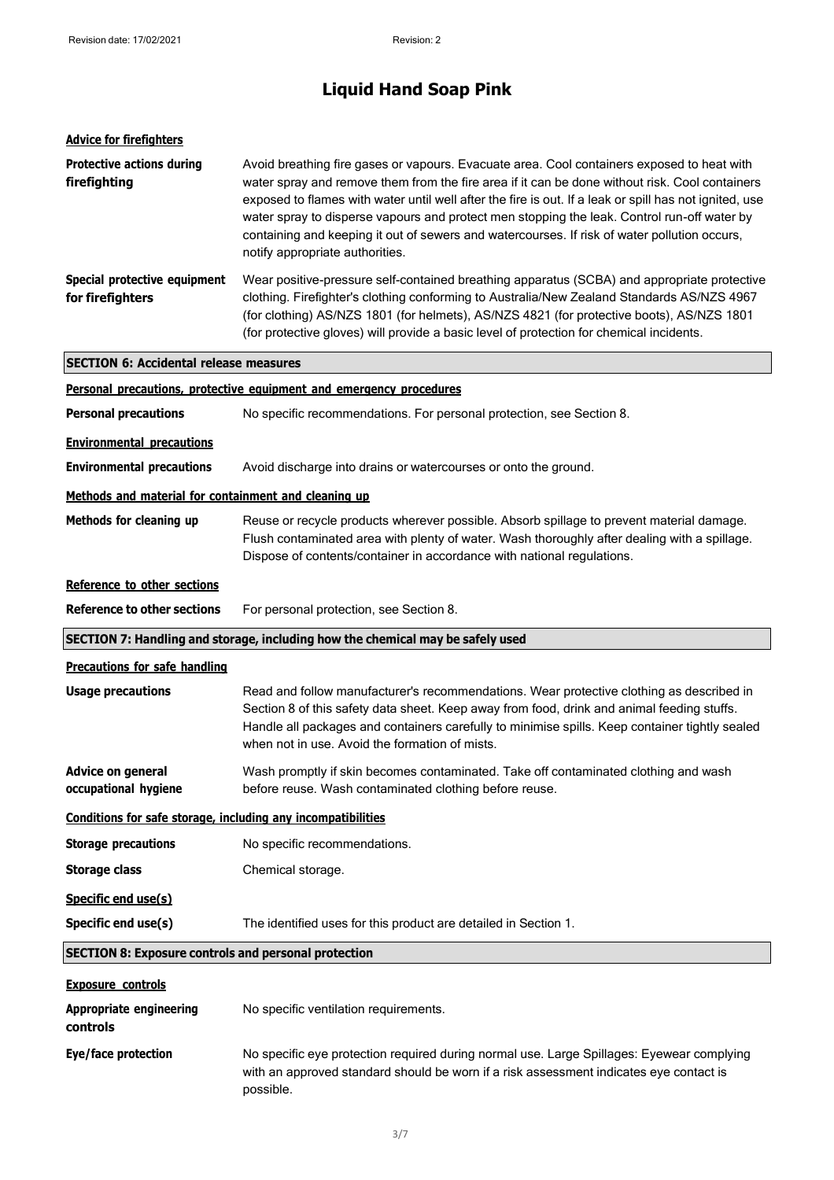# Liquid Hand Soap Pink

**Advice for firefighters**

**Protective actions during firefighting**
Avoid breathing fire gases or vapours. Evacuate area. Cool containers exposed to heat with water spray and remove them from the fire area if it can be done without risk. Cool containers exposed to flames with water until well after the fire is out. If a leak or spill has not ignited, use water spray to disperse vapours and protect men stopping the leak. Control run-off water by containing and keeping it out of sewers and watercourses. If risk of water pollution occurs, notify appropriate authorities.

**Special protective equipment for firefighters**
Wear positive-pressure self-contained breathing apparatus (SCBA) and appropriate protective clothing. Firefighter's clothing conforming to Australia/New Zealand Standards AS/NZS 4967 (for clothing) AS/NZS 1801 (for helmets), AS/NZS 4821 (for protective boots), AS/NZS 1801 (for protective gloves) will provide a basic level of protection for chemical incidents.

## SECTION 6: Accidental release measures

**Personal precautions, protective equipment and emergency procedures**

**Personal precautions**
No specific recommendations. For personal protection, see Section 8.

**Environmental precautions**

**Environmental precautions**
Avoid discharge into drains or watercourses or onto the ground.

**Methods and material for containment and cleaning up**

**Methods for cleaning up**
Reuse or recycle products wherever possible. Absorb spillage to prevent material damage. Flush contaminated area with plenty of water. Wash thoroughly after dealing with a spillage. Dispose of contents/container in accordance with national regulations.

**Reference to other sections**

**Reference to other sections**
For personal protection, see Section 8.

## SECTION 7: Handling and storage, including how the chemical may be safely used

**Precautions for safe handling**

**Usage precautions**
Read and follow manufacturer's recommendations. Wear protective clothing as described in Section 8 of this safety data sheet. Keep away from food, drink and animal feeding stuffs. Handle all packages and containers carefully to minimise spills. Keep container tightly sealed when not in use. Avoid the formation of mists.

**Advice on general occupational hygiene**
Wash promptly if skin becomes contaminated. Take off contaminated clothing and wash before reuse. Wash contaminated clothing before reuse.

**Conditions for safe storage, including any incompatibilities**

**Storage precautions**
No specific recommendations.

**Storage class**
Chemical storage.

**Specific end use(s)**

**Specific end use(s)**
The identified uses for this product are detailed in Section 1.

## SECTION 8: Exposure controls and personal protection

**Exposure controls**

**Appropriate engineering controls**
No specific ventilation requirements.

**Eye/face protection**
No specific eye protection required during normal use. Large Spillages: Eyewear complying with an approved standard should be worn if a risk assessment indicates eye contact is possible.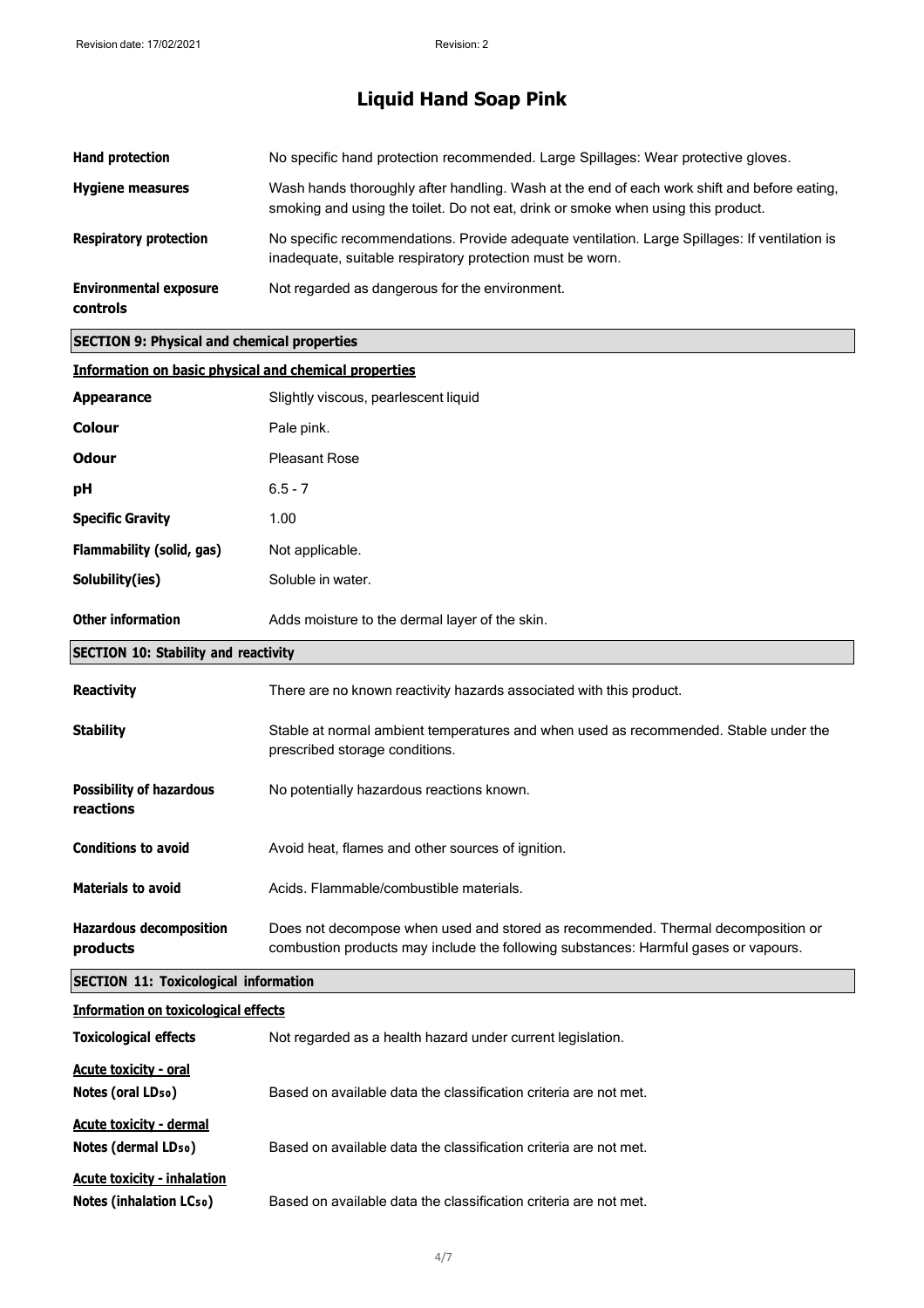| | |
|---|---|
| **Hand protection** | No specific hand protection recommended. Large Spillages: Wear protective gloves. |
| **Hygiene measures** | Wash hands thoroughly after handling. Wash at the end of each work shift and before eating, smoking and using the toilet. Do not eat, drink or smoke when using this product. |
| **Respiratory protection** | No specific recommendations. Provide adequate ventilation. Large Spillages: If ventilation is inadequate, suitable respiratory protection must be worn. |
| **Environmental exposure controls** | Not regarded as dangerous for the environment. |

## SECTION 9: Physical and chemical properties

### Information on basic physical and chemical properties

| | |
|---|---|
| **Appearance** | Slightly viscous, pearlescent liquid |
| **Colour** | Pale pink. |
| **Odour** | Pleasant Rose |
| **pH** | 6.5 - 7 |
| **Specific Gravity** | 1.00 |
| **Flammability (solid, gas)** | Not applicable. |
| **Solubility(ies)** | Soluble in water. |
| **Other information** | Adds moisture to the dermal layer of the skin. |

## SECTION 10: Stability and reactivity

| | |
|---|---|
| **Reactivity** | There are no known reactivity hazards associated with this product. |
| **Stability** | Stable at normal ambient temperatures and when used as recommended. Stable under the prescribed storage conditions. |
| **Possibility of hazardous reactions** | No potentially hazardous reactions known. |
| **Conditions to avoid** | Avoid heat, flames and other sources of ignition. |
| **Materials to avoid** | Acids. Flammable/combustible materials. |
| **Hazardous decomposition products** | Does not decompose when used and stored as recommended. Thermal decomposition or combustion products may include the following substances: Harmful gases or vapours. |

## SECTION 11: Toxicological information

### Information on toxicological effects

**Toxicological effects** Not regarded as a health hazard under current legislation.

**Acute toxicity - oral**

**Notes (oral $LD_{50}$)** Based on available data the classification criteria are not met.

**Acute toxicity - dermal**

**Notes (dermal $LD_{50}$)** Based on available data the classification criteria are not met.

**Acute toxicity - inhalation**

**Notes (inhalation $LC_{50}$)** Based on available data the classification criteria are not met.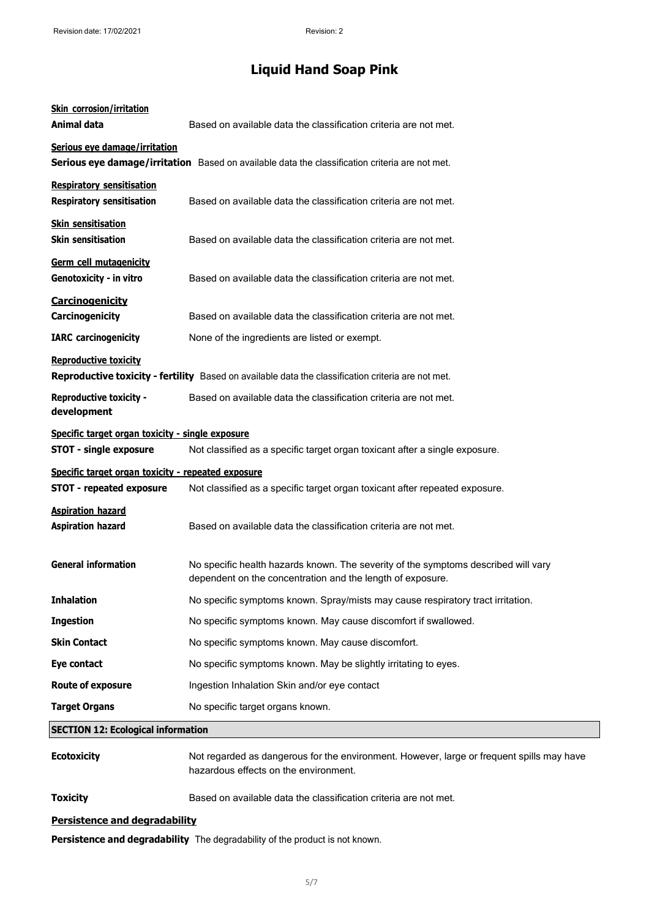# Liquid Hand Soap Pink

**Skin corrosion/irritation**

| | |
|---|---|
| **Animal data** | Based on available data the classification criteria are not met. |

**Serious eye damage/irritation**

| | |
|---|---|
| **Serious eye damage/irritation** | Based on available data the classification criteria are not met. |

**Respiratory sensitisation**

| | |
|---|---|
| **Respiratory sensitisation** | Based on available data the classification criteria are not met. |

**Skin sensitisation**

| | |
|---|---|
| **Skin sensitisation** | Based on available data the classification criteria are not met. |

**Germ cell mutagenicity**

| | |
|---|---|
| **Genotoxicity - in vitro** | Based on available data the classification criteria are not met. |

**Carcinogenicity**

| | |
|---|---|
| **Carcinogenicity** | Based on available data the classification criteria are not met. |
| **IARC carcinogenicity** | None of the ingredients are listed or exempt. |

**Reproductive toxicity**

| | |
|---|---|
| **Reproductive toxicity - fertility** | Based on available data the classification criteria are not met. |
| **Reproductive toxicity - development** | Based on available data the classification criteria are not met. |

**Specific target organ toxicity - single exposure**

| | |
|---|---|
| **STOT - single exposure** | Not classified as a specific target organ toxicant after a single exposure. |

**Specific target organ toxicity - repeated exposure**

| | |
|---|---|
| **STOT - repeated exposure** | Not classified as a specific target organ toxicant after repeated exposure. |

**Aspiration hazard**

| | |
|---|---|
| **Aspiration hazard** | Based on available data the classification criteria are not met. |

| | |
|---|---|
| **General information** | No specific health hazards known. The severity of the symptoms described will vary dependent on the concentration and the length of exposure. |
| **Inhalation** | No specific symptoms known. Spray/mists may cause respiratory tract irritation. |
| **Ingestion** | No specific symptoms known. May cause discomfort if swallowed. |
| **Skin Contact** | No specific symptoms known. May cause discomfort. |
| **Eye contact** | No specific symptoms known. May be slightly irritating to eyes. |
| **Route of exposure** | Ingestion Inhalation Skin and/or eye contact |
| **Target Organs** | No specific target organs known. |

## SECTION 12: Ecological information

| | |
|---|---|
| **Ecotoxicity** | Not regarded as dangerous for the environment. However, large or frequent spills may have hazardous effects on the environment. |
| **Toxicity** | Based on available data the classification criteria are not met. |

**Persistence and degradability**

**Persistence and degradability** The degradability of the product is not known.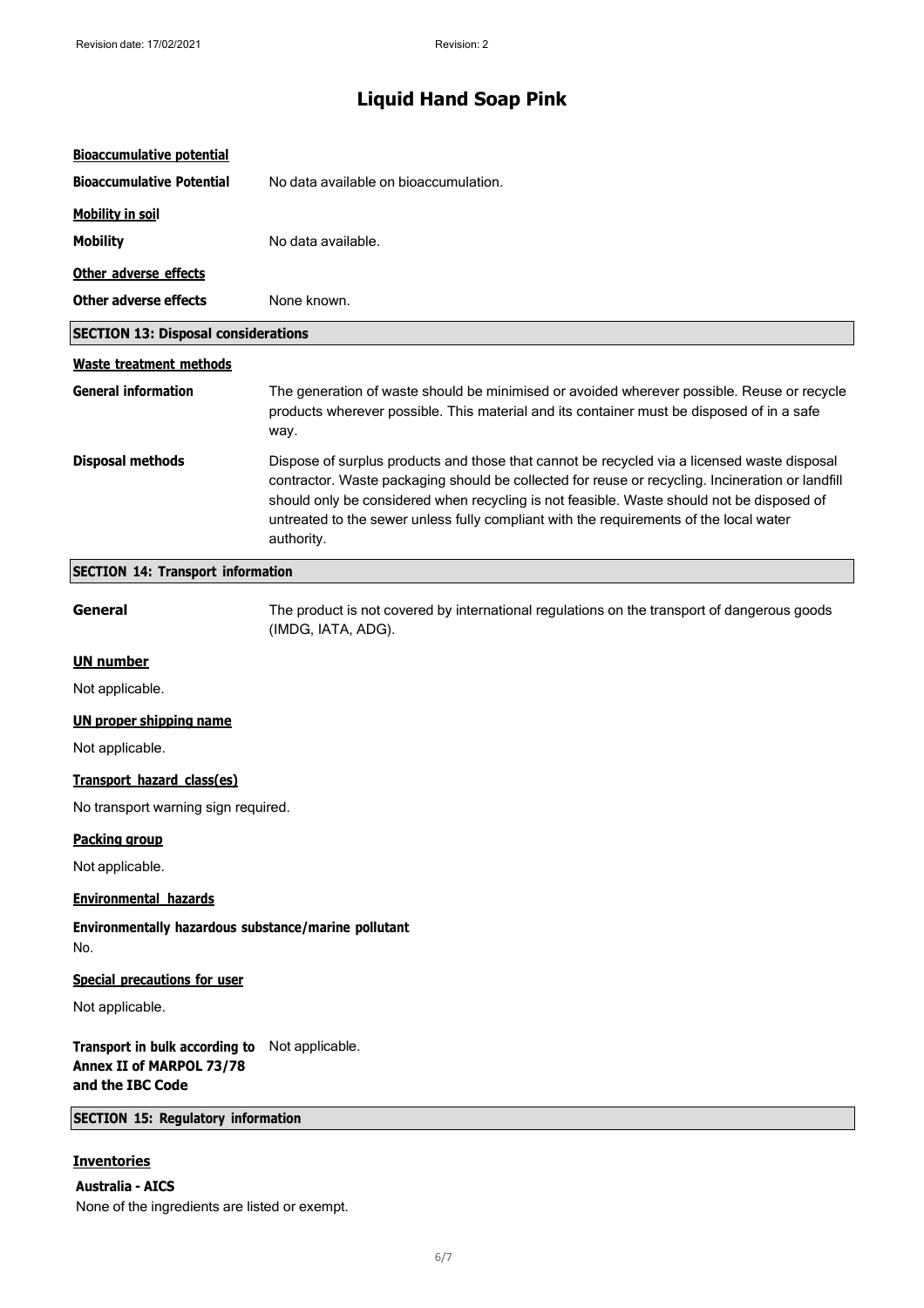**Bioaccumulative potential**

**Bioaccumulative Potential** No data available on bioaccumulation.

**Mobility in soil**

**Mobility** No data available.

**Other adverse effects**

**Other adverse effects** None known.

## SECTION 13: Disposal considerations

**Waste treatment methods**

**General information** The generation of waste should be minimised or avoided wherever possible. Reuse or recycle products wherever possible. This material and its container must be disposed of in a safe way.

**Disposal methods** Dispose of surplus products and those that cannot be recycled via a licensed waste disposal contractor. Waste packaging should be collected for reuse or recycling. Incineration or landfill should only be considered when recycling is not feasible. Waste should not be disposed of untreated to the sewer unless fully compliant with the requirements of the local water authority.

## SECTION 14: Transport information

**General** The product is not covered by international regulations on the transport of dangerous goods (IMDG, IATA, ADG).

**UN number**

Not applicable.

**UN proper shipping name**

Not applicable.

**Transport hazard class(es)**

No transport warning sign required.

**Packing group**

Not applicable.

**Environmental hazards**

**Environmentally hazardous substance/marine pollutant**

No.

**Special precautions for user**

Not applicable.

**Transport in bulk according to Annex II of MARPOL 73/78 and the IBC Code** Not applicable.

## SECTION 15: Regulatory information

**Inventories**

**Australia - AICS**

None of the ingredients are listed or exempt.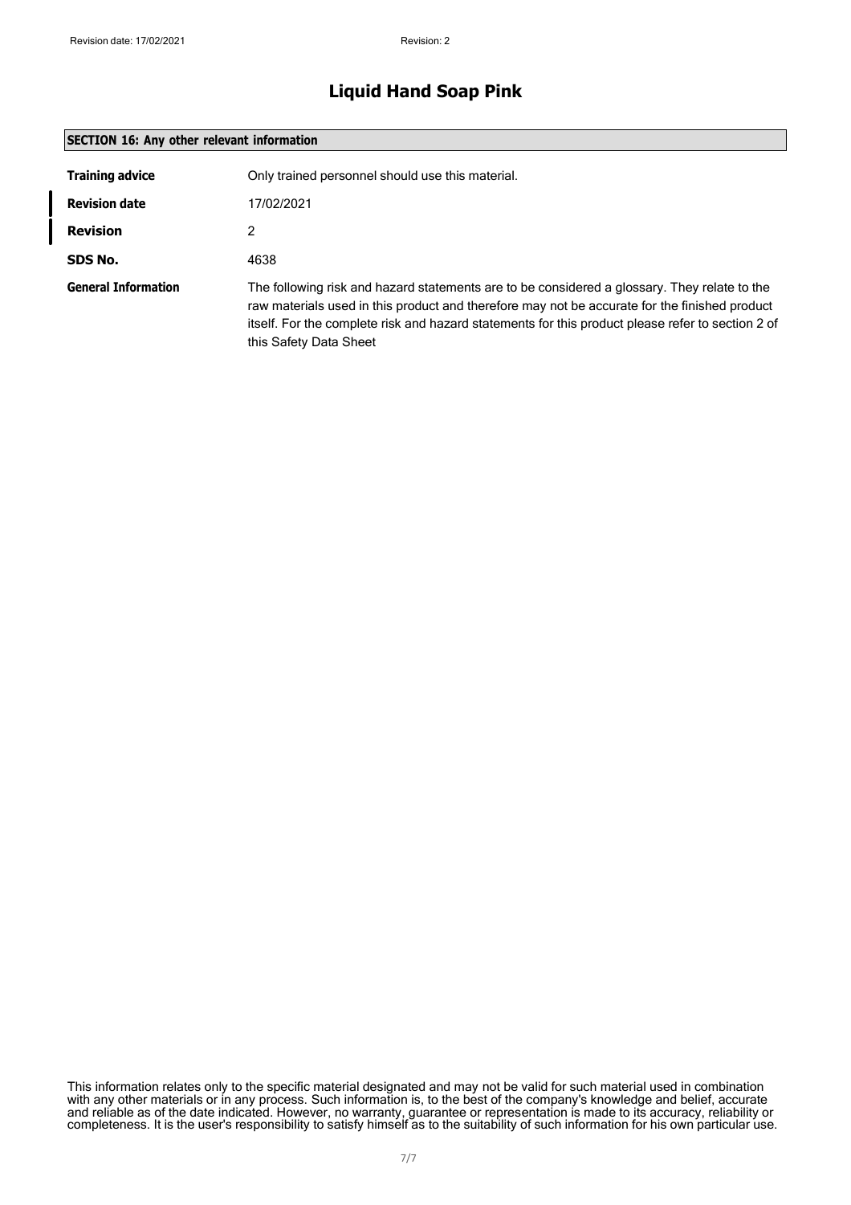# Liquid Hand Soap Pink

## SECTION 16: Any other relevant information

| | |
|---|---|
| **Training advice** | Only trained personnel should use this material. |
| **Revision date** | 17/02/2021 |
| **Revision** | 2 |
| **SDS No.** | 4638 |
| **General Information** | The following risk and hazard statements are to be considered a glossary. They relate to the raw materials used in this product and therefore may not be accurate for the finished product itself. For the complete risk and hazard statements for this product please refer to section 2 of this Safety Data Sheet |

This information relates only to the specific material designated and may not be valid for such material used in combination with any other materials or in any process. Such information is, to the best of the company's knowledge and belief, accurate and reliable as of the date indicated. However, no warranty, guarantee or representation is made to its accuracy, reliability or completeness. It is the user's responsibility to satisfy himself as to the suitability of such information for his own particular use.